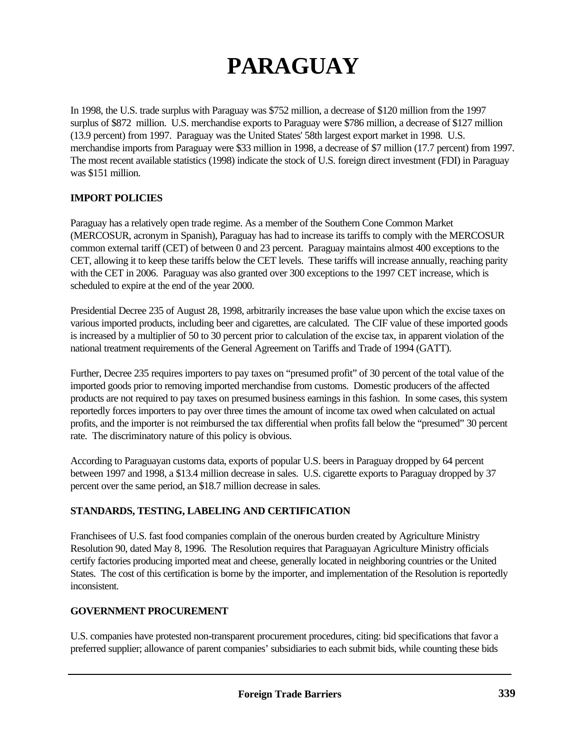# PARAGUAY

In 1998, the U.S. trade surplus with Paraguay was $752 million, a decrease of $120 million from the 1997 surplus of $872 million. U.S. merchandise exports to Paraguay were $786 million, a decrease of $127 million (13.9 percent) from 1997. Paraguay was the United States' 58th largest export market in 1998. U.S. merchandise imports from Paraguay were $33 million in 1998, a decrease of $7 million (17.7 percent) from 1997. The most recent available statistics (1998) indicate the stock of U.S. foreign direct investment (FDI) in Paraguay was $151 million.

## IMPORT POLICIES

Paraguay has a relatively open trade regime. As a member of the Southern Cone Common Market (MERCOSUR, acronym in Spanish), Paraguay has had to increase its tariffs to comply with the MERCOSUR common external tariff (CET) of between 0 and 23 percent. Paraguay maintains almost 400 exceptions to the CET, allowing it to keep these tariffs below the CET levels. These tariffs will increase annually, reaching parity with the CET in 2006. Paraguay was also granted over 300 exceptions to the 1997 CET increase, which is scheduled to expire at the end of the year 2000.

Presidential Decree 235 of August 28, 1998, arbitrarily increases the base value upon which the excise taxes on various imported products, including beer and cigarettes, are calculated. The CIF value of these imported goods is increased by a multiplier of 50 to 30 percent prior to calculation of the excise tax, in apparent violation of the national treatment requirements of the General Agreement on Tariffs and Trade of 1994 (GATT).

Further, Decree 235 requires importers to pay taxes on "presumed profit" of 30 percent of the total value of the imported goods prior to removing imported merchandise from customs. Domestic producers of the affected products are not required to pay taxes on presumed business earnings in this fashion. In some cases, this system reportedly forces importers to pay over three times the amount of income tax owed when calculated on actual profits, and the importer is not reimbursed the tax differential when profits fall below the "presumed" 30 percent rate. The discriminatory nature of this policy is obvious.

According to Paraguayan customs data, exports of popular U.S. beers in Paraguay dropped by 64 percent between 1997 and 1998, a $13.4 million decrease in sales. U.S. cigarette exports to Paraguay dropped by 37 percent over the same period, an $18.7 million decrease in sales.

## STANDARDS, TESTING, LABELING AND CERTIFICATION

Franchisees of U.S. fast food companies complain of the onerous burden created by Agriculture Ministry Resolution 90, dated May 8, 1996. The Resolution requires that Paraguayan Agriculture Ministry officials certify factories producing imported meat and cheese, generally located in neighboring countries or the United States. The cost of this certification is borne by the importer, and implementation of the Resolution is reportedly inconsistent.

## GOVERNMENT PROCUREMENT

U.S. companies have protested non-transparent procurement procedures, citing: bid specifications that favor a preferred supplier; allowance of parent companies' subsidiaries to each submit bids, while counting these bids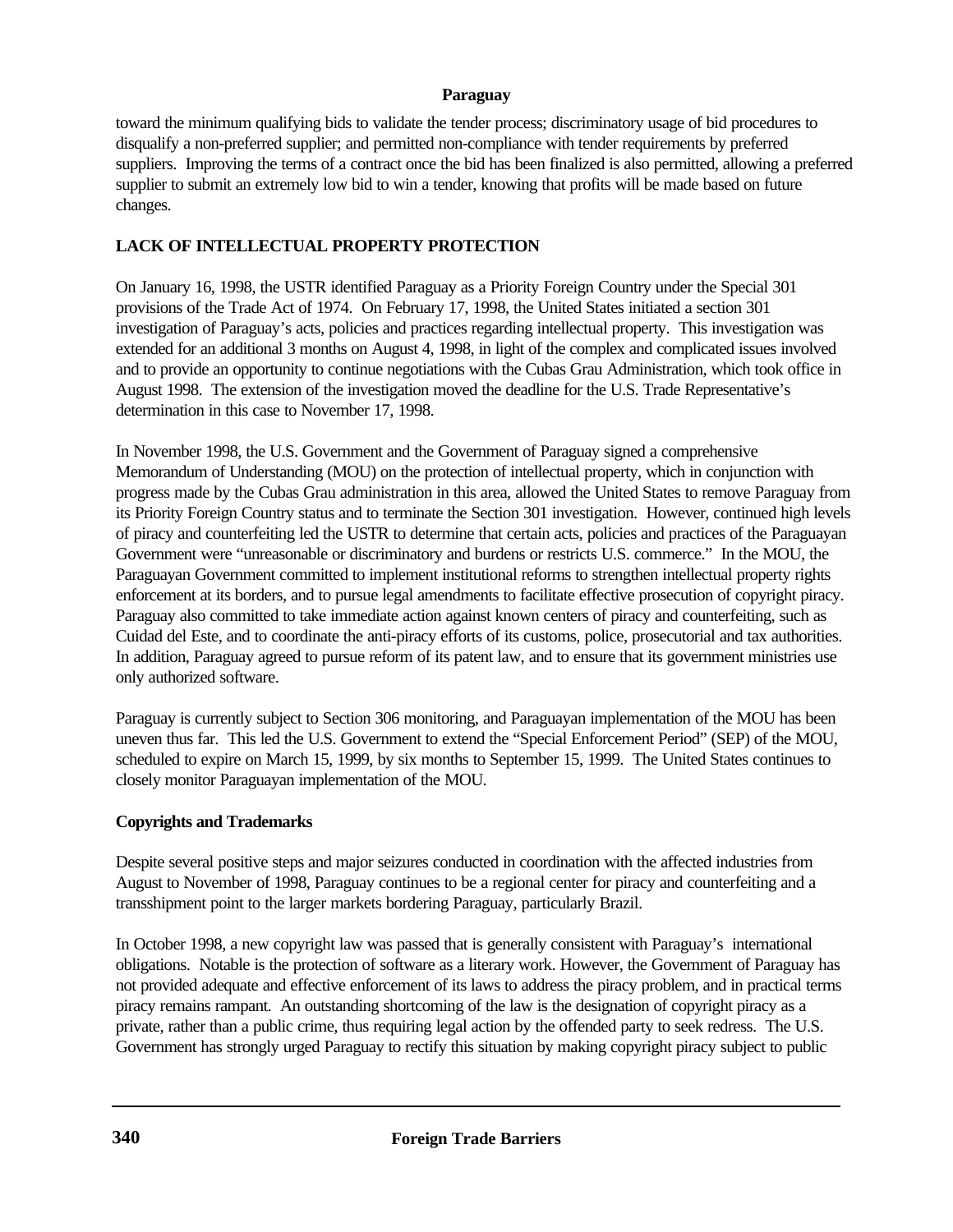toward the minimum qualifying bids to validate the tender process; discriminatory usage of bid procedures to disqualify a non-preferred supplier; and permitted non-compliance with tender requirements by preferred suppliers. Improving the terms of a contract once the bid has been finalized is also permitted, allowing a preferred supplier to submit an extremely low bid to win a tender, knowing that profits will be made based on future changes.

## LACK OF INTELLECTUAL PROPERTY PROTECTION

On January 16, 1998, the USTR identified Paraguay as a Priority Foreign Country under the Special 301 provisions of the Trade Act of 1974. On February 17, 1998, the United States initiated a section 301 investigation of Paraguay's acts, policies and practices regarding intellectual property. This investigation was extended for an additional 3 months on August 4, 1998, in light of the complex and complicated issues involved and to provide an opportunity to continue negotiations with the Cubas Grau Administration, which took office in August 1998. The extension of the investigation moved the deadline for the U.S. Trade Representative's determination in this case to November 17, 1998.

In November 1998, the U.S. Government and the Government of Paraguay signed a comprehensive Memorandum of Understanding (MOU) on the protection of intellectual property, which in conjunction with progress made by the Cubas Grau administration in this area, allowed the United States to remove Paraguay from its Priority Foreign Country status and to terminate the Section 301 investigation. However, continued high levels of piracy and counterfeiting led the USTR to determine that certain acts, policies and practices of the Paraguayan Government were "unreasonable or discriminatory and burdens or restricts U.S. commerce." In the MOU, the Paraguayan Government committed to implement institutional reforms to strengthen intellectual property rights enforcement at its borders, and to pursue legal amendments to facilitate effective prosecution of copyright piracy. Paraguay also committed to take immediate action against known centers of piracy and counterfeiting, such as Cuidad del Este, and to coordinate the anti-piracy efforts of its customs, police, prosecutorial and tax authorities. In addition, Paraguay agreed to pursue reform of its patent law, and to ensure that its government ministries use only authorized software.

Paraguay is currently subject to Section 306 monitoring, and Paraguayan implementation of the MOU has been uneven thus far. This led the U.S. Government to extend the "Special Enforcement Period" (SEP) of the MOU, scheduled to expire on March 15, 1999, by six months to September 15, 1999. The United States continues to closely monitor Paraguayan implementation of the MOU.

### Copyrights and Trademarks

Despite several positive steps and major seizures conducted in coordination with the affected industries from August to November of 1998, Paraguay continues to be a regional center for piracy and counterfeiting and a transshipment point to the larger markets bordering Paraguay, particularly Brazil.

In October 1998, a new copyright law was passed that is generally consistent with Paraguay's international obligations. Notable is the protection of software as a literary work. However, the Government of Paraguay has not provided adequate and effective enforcement of its laws to address the piracy problem, and in practical terms piracy remains rampant. An outstanding shortcoming of the law is the designation of copyright piracy as a private, rather than a public crime, thus requiring legal action by the offended party to seek redress. The U.S. Government has strongly urged Paraguay to rectify this situation by making copyright piracy subject to public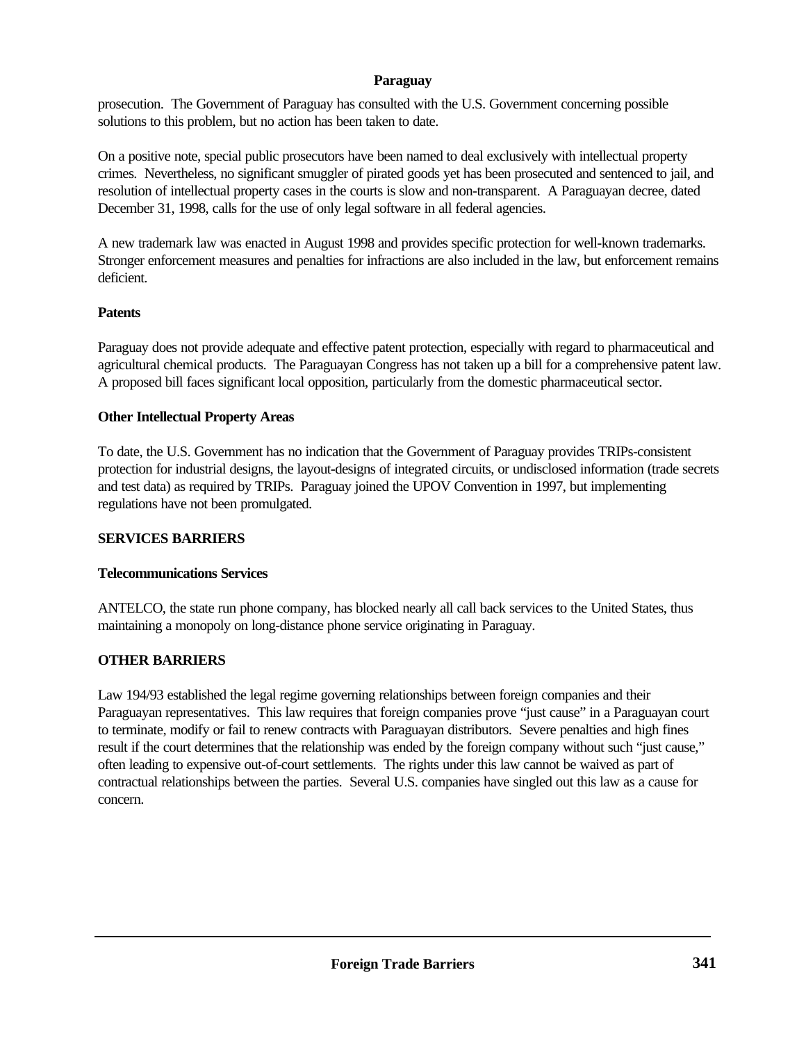prosecution. The Government of Paraguay has consulted with the U.S. Government concerning possible solutions to this problem, but no action has been taken to date.

On a positive note, special public prosecutors have been named to deal exclusively with intellectual property crimes. Nevertheless, no significant smuggler of pirated goods yet has been prosecuted and sentenced to jail, and resolution of intellectual property cases in the courts is slow and non-transparent. A Paraguayan decree, dated December 31, 1998, calls for the use of only legal software in all federal agencies.

A new trademark law was enacted in August 1998 and provides specific protection for well-known trademarks. Stronger enforcement measures and penalties for infractions are also included in the law, but enforcement remains deficient.

### Patents

Paraguay does not provide adequate and effective patent protection, especially with regard to pharmaceutical and agricultural chemical products. The Paraguayan Congress has not taken up a bill for a comprehensive patent law. A proposed bill faces significant local opposition, particularly from the domestic pharmaceutical sector.

### Other Intellectual Property Areas

To date, the U.S. Government has no indication that the Government of Paraguay provides TRIPs-consistent protection for industrial designs, the layout-designs of integrated circuits, or undisclosed information (trade secrets and test data) as required by TRIPs. Paraguay joined the UPOV Convention in 1997, but implementing regulations have not been promulgated.

## SERVICES BARRIERS

### Telecommunications Services

ANTELCO, the state run phone company, has blocked nearly all call back services to the United States, thus maintaining a monopoly on long-distance phone service originating in Paraguay.

## OTHER BARRIERS

Law 194/93 established the legal regime governing relationships between foreign companies and their Paraguayan representatives. This law requires that foreign companies prove "just cause" in a Paraguayan court to terminate, modify or fail to renew contracts with Paraguayan distributors. Severe penalties and high fines result if the court determines that the relationship was ended by the foreign company without such "just cause," often leading to expensive out-of-court settlements. The rights under this law cannot be waived as part of contractual relationships between the parties. Several U.S. companies have singled out this law as a cause for concern.